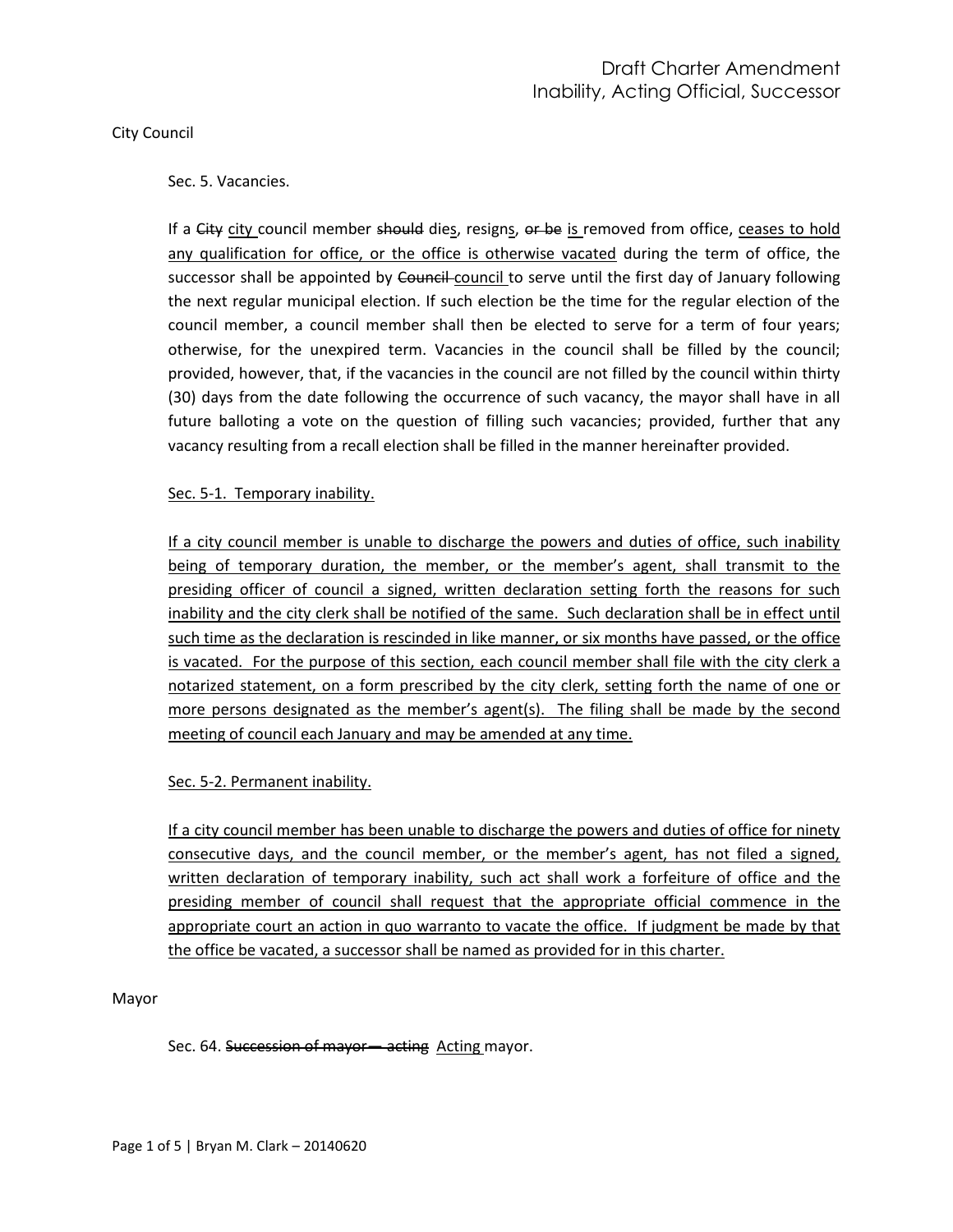City Council

Sec. 5. Vacancies.

If a ~~City~~ <u>city</u> council member ~~should~~ die<u>s</u>, resign<u>s</u>, ~~or be~~ <u>is</u> removed from office, <u>ceases to hold any qualification for office, or the office is otherwise vacated</u> during the term of office, the successor shall be appointed by ~~Council~~ <u>council</u> to serve until the first day of January following the next regular municipal election. If such election be the time for the regular election of the council member, a council member shall then be elected to serve for a term of four years; otherwise, for the unexpired term. Vacancies in the council shall be filled by the council; provided, however, that, if the vacancies in the council are not filled by the council within thirty (30) days from the date following the occurrence of such vacancy, the mayor shall have in all future balloting a vote on the question of filling such vacancies; provided, further that any vacancy resulting from a recall election shall be filled in the manner hereinafter provided.

<u>Sec. 5-1. Temporary inability.</u>

<u>If a city council member is unable to discharge the powers and duties of office, such inability being of temporary duration, the member, or the member's agent, shall transmit to the presiding officer of council a signed, written declaration setting forth the reasons for such inability and the city clerk shall be notified of the same. Such declaration shall be in effect until such time as the declaration is rescinded in like manner, or six months have passed, or the office is vacated. For the purpose of this section, each council member shall file with the city clerk a notarized statement, on a form prescribed by the city clerk, setting forth the name of one or more persons designated as the member's agent(s). The filing shall be made by the second meeting of council each January and may be amended at any time.</u>

<u>Sec. 5-2. Permanent inability.</u>

<u>If a city council member has been unable to discharge the powers and duties of office for ninety consecutive days, and the council member, or the member's agent, has not filed a signed, written declaration of temporary inability, such act shall work a forfeiture of office and the presiding member of council shall request that the appropriate official commence in the appropriate court an action in quo warranto to vacate the office. If judgment be made by that the office be vacated, a successor shall be named as provided for in this charter.</u>

Mayor

Sec. 64. ~~Succession of mayor— acting~~ <u>Acting</u> mayor.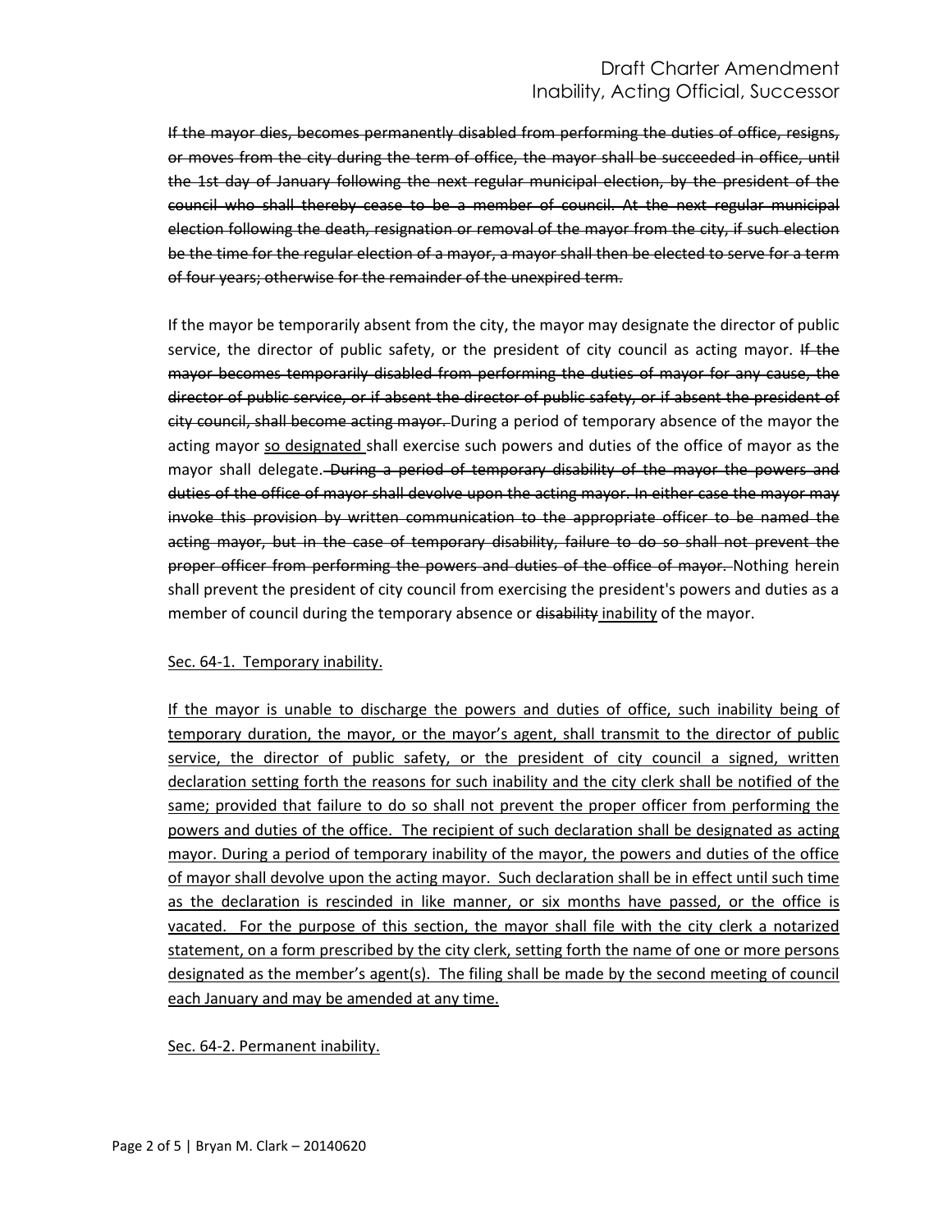~~If the mayor dies, becomes permanently disabled from performing the duties of office, resigns, or moves from the city during the term of office, the mayor shall be succeeded in office, until the 1st day of January following the next regular municipal election, by the president of the council who shall thereby cease to be a member of council. At the next regular municipal election following the death, resignation or removal of the mayor from the city, if such election be the time for the regular election of a mayor, a mayor shall then be elected to serve for a term of four years; otherwise for the remainder of the unexpired term.~~

If the mayor be temporarily absent from the city, the mayor may designate the director of public service, the director of public safety, or the president of city council as acting mayor. ~~If the mayor becomes temporarily disabled from performing the duties of mayor for any cause, the director of public service, or if absent the director of public safety, or if absent the president of city council, shall become acting mayor.~~ During a period of temporary absence of the mayor the acting mayor <u>so designated</u> shall exercise such powers and duties of the office of mayor as the mayor shall delegate. ~~During a period of temporary disability of the mayor the powers and duties of the office of mayor shall devolve upon the acting mayor. In either case the mayor may invoke this provision by written communication to the appropriate officer to be named the acting mayor, but in the case of temporary disability, failure to do so shall not prevent the proper officer from performing the powers and duties of the office of mayor.~~ Nothing herein shall prevent the president of city council from exercising the president's powers and duties as a member of council during the temporary absence or ~~disability~~ <u>inability</u> of the mayor.

<u>Sec. 64-1. Temporary inability.</u>

<u>If the mayor is unable to discharge the powers and duties of office, such inability being of temporary duration, the mayor, or the mayor's agent, shall transmit to the director of public service, the director of public safety, or the president of city council a signed, written declaration setting forth the reasons for such inability and the city clerk shall be notified of the same; provided that failure to do so shall not prevent the proper officer from performing the powers and duties of the office. The recipient of such declaration shall be designated as acting mayor. During a period of temporary inability of the mayor, the powers and duties of the office of mayor shall devolve upon the acting mayor. Such declaration shall be in effect until such time as the declaration is rescinded in like manner, or six months have passed, or the office is vacated. For the purpose of this section, the mayor shall file with the city clerk a notarized statement, on a form prescribed by the city clerk, setting forth the name of one or more persons designated as the member's agent(s). The filing shall be made by the second meeting of council each January and may be amended at any time.</u>

<u>Sec. 64-2. Permanent inability.</u>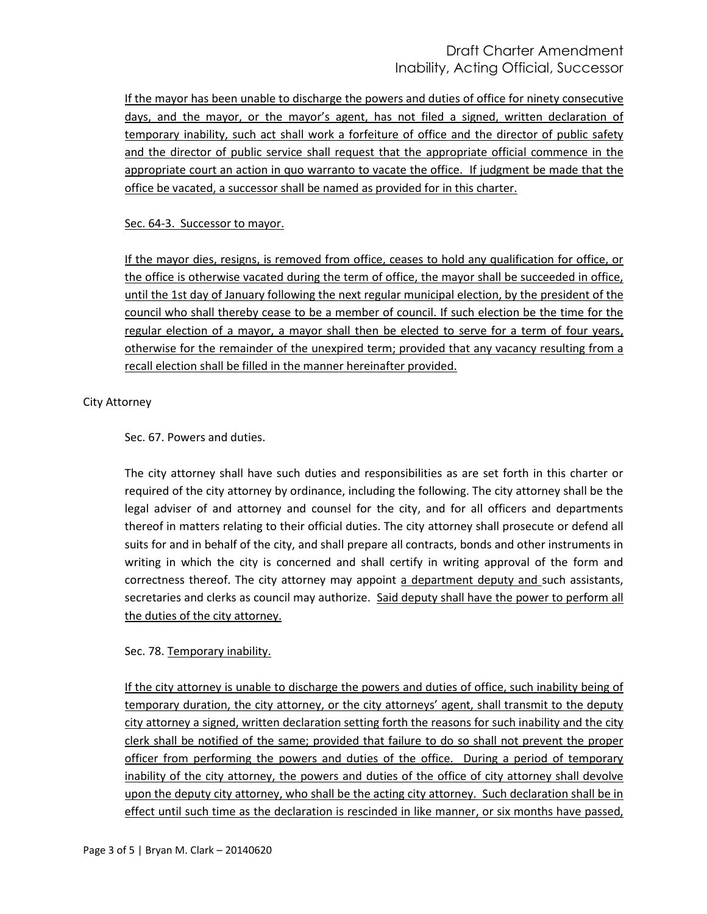<u>If the mayor has been unable to discharge the powers and duties of office for ninety consecutive days, and the mayor, or the mayor's agent, has not filed a signed, written declaration of temporary inability, such act shall work a forfeiture of office and the director of public safety and the director of public service shall request that the appropriate official commence in the appropriate court an action in quo warranto to vacate the office. If judgment be made that the office be vacated, a successor shall be named as provided for in this charter.</u>

<u>Sec. 64-3. Successor to mayor.</u>

<u>If the mayor dies, resigns, is removed from office, ceases to hold any qualification for office, or the office is otherwise vacated during the term of office, the mayor shall be succeeded in office, until the 1st day of January following the next regular municipal election, by the president of the council who shall thereby cease to be a member of council. If such election be the time for the regular election of a mayor, a mayor shall then be elected to serve for a term of four years, otherwise for the remainder of the unexpired term; provided that any vacancy resulting from a recall election shall be filled in the manner hereinafter provided.</u>

City Attorney

Sec. 67. Powers and duties.

The city attorney shall have such duties and responsibilities as are set forth in this charter or required of the city attorney by ordinance, including the following. The city attorney shall be the legal adviser of and attorney and counsel for the city, and for all officers and departments thereof in matters relating to their official duties. The city attorney shall prosecute or defend all suits for and in behalf of the city, and shall prepare all contracts, bonds and other instruments in writing in which the city is concerned and shall certify in writing approval of the form and correctness thereof. The city attorney may appoint <u>a department deputy and</u> such assistants, secretaries and clerks as council may authorize. <u>Said deputy shall have the power to perform all the duties of the city attorney.</u>

Sec. 78. <u>Temporary inability.</u>

<u>If the city attorney is unable to discharge the powers and duties of office, such inability being of temporary duration, the city attorney, or the city attorneys' agent, shall transmit to the deputy city attorney a signed, written declaration setting forth the reasons for such inability and the city clerk shall be notified of the same; provided that failure to do so shall not prevent the proper officer from performing the powers and duties of the office. During a period of temporary inability of the city attorney, the powers and duties of the office of city attorney shall devolve upon the deputy city attorney, who shall be the acting city attorney. Such declaration shall be in effect until such time as the declaration is rescinded in like manner, or six months have passed,</u>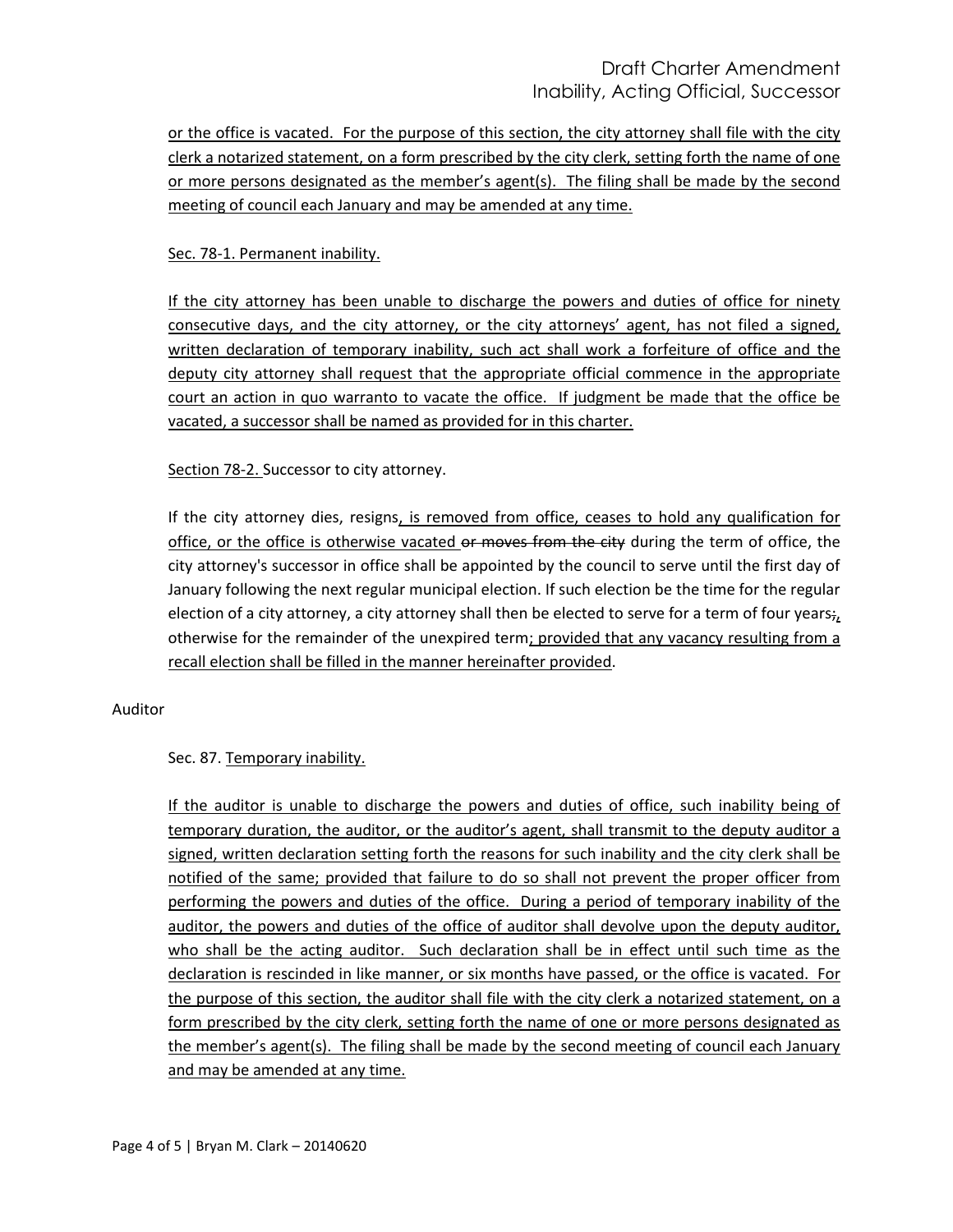or the office is vacated. For the purpose of this section, the city attorney shall file with the city clerk a notarized statement, on a form prescribed by the city clerk, setting forth the name of one or more persons designated as the member's agent(s). The filing shall be made by the second meeting of council each January and may be amended at any time.

Sec. 78-1. Permanent inability.

If the city attorney has been unable to discharge the powers and duties of office for ninety consecutive days, and the city attorney, or the city attorneys' agent, has not filed a signed, written declaration of temporary inability, such act shall work a forfeiture of office and the deputy city attorney shall request that the appropriate official commence in the appropriate court an action in quo warranto to vacate the office. If judgment be made that the office be vacated, a successor shall be named as provided for in this charter.

Section 78-2. Successor to city attorney.

If the city attorney dies, resigns, is removed from office, ceases to hold any qualification for office, or the office is otherwise vacated ~~or moves from the city~~ during the term of office, the city attorney's successor in office shall be appointed by the council to serve until the first day of January following the next regular municipal election. If such election be the time for the regular election of a city attorney, a city attorney shall then be elected to serve for a term of four years~~;~~, otherwise for the remainder of the unexpired term; provided that any vacancy resulting from a recall election shall be filled in the manner hereinafter provided.

Auditor

Sec. 87. Temporary inability.

If the auditor is unable to discharge the powers and duties of office, such inability being of temporary duration, the auditor, or the auditor's agent, shall transmit to the deputy auditor a signed, written declaration setting forth the reasons for such inability and the city clerk shall be notified of the same; provided that failure to do so shall not prevent the proper officer from performing the powers and duties of the office. During a period of temporary inability of the auditor, the powers and duties of the office of auditor shall devolve upon the deputy auditor, who shall be the acting auditor. Such declaration shall be in effect until such time as the declaration is rescinded in like manner, or six months have passed, or the office is vacated. For the purpose of this section, the auditor shall file with the city clerk a notarized statement, on a form prescribed by the city clerk, setting forth the name of one or more persons designated as the member's agent(s). The filing shall be made by the second meeting of council each January and may be amended at any time.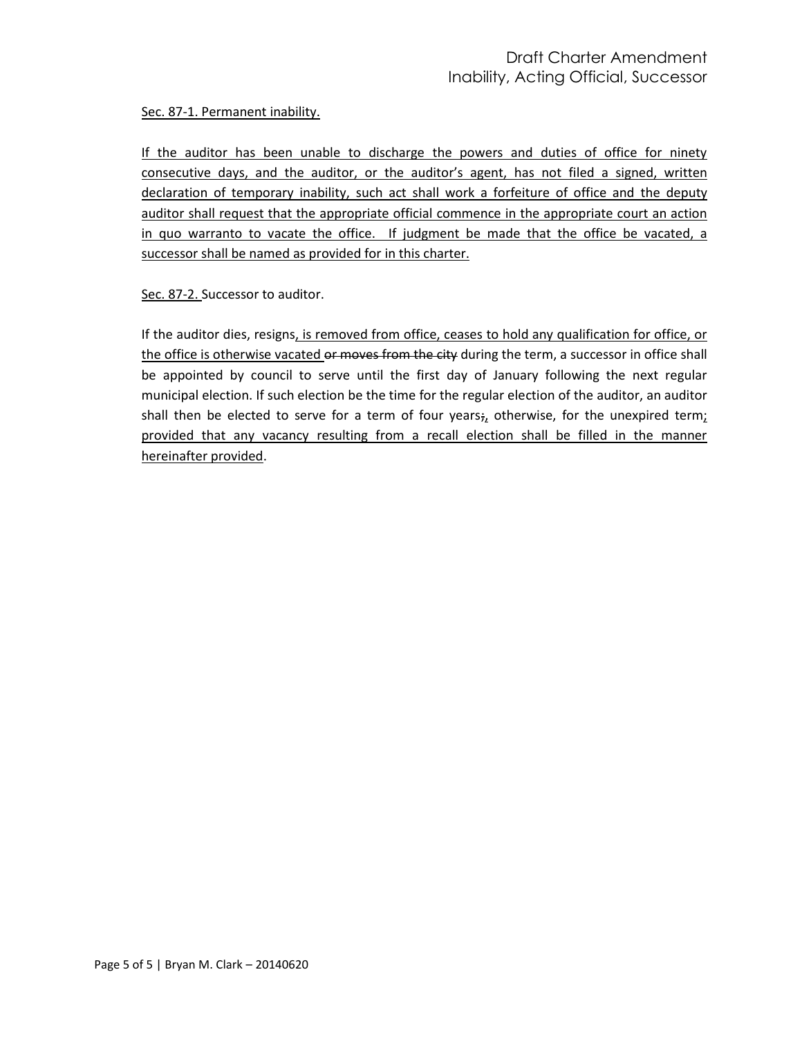Sec. 87-1. Permanent inability.

If the auditor has been unable to discharge the powers and duties of office for ninety consecutive days, and the auditor, or the auditor's agent, has not filed a signed, written declaration of temporary inability, such act shall work a forfeiture of office and the deputy auditor shall request that the appropriate official commence in the appropriate court an action in quo warranto to vacate the office. If judgment be made that the office be vacated, a successor shall be named as provided for in this charter.

Sec. 87-2. Successor to auditor.

If the auditor dies, resigns, is removed from office, ceases to hold any qualification for office, or the office is otherwise vacated ~~or moves from the city~~ during the term, a successor in office shall be appointed by council to serve until the first day of January following the next regular municipal election. If such election be the time for the regular election of the auditor, an auditor shall then be elected to serve for a term of four years~~;~~, otherwise, for the unexpired term; provided that any vacancy resulting from a recall election shall be filled in the manner hereinafter provided.